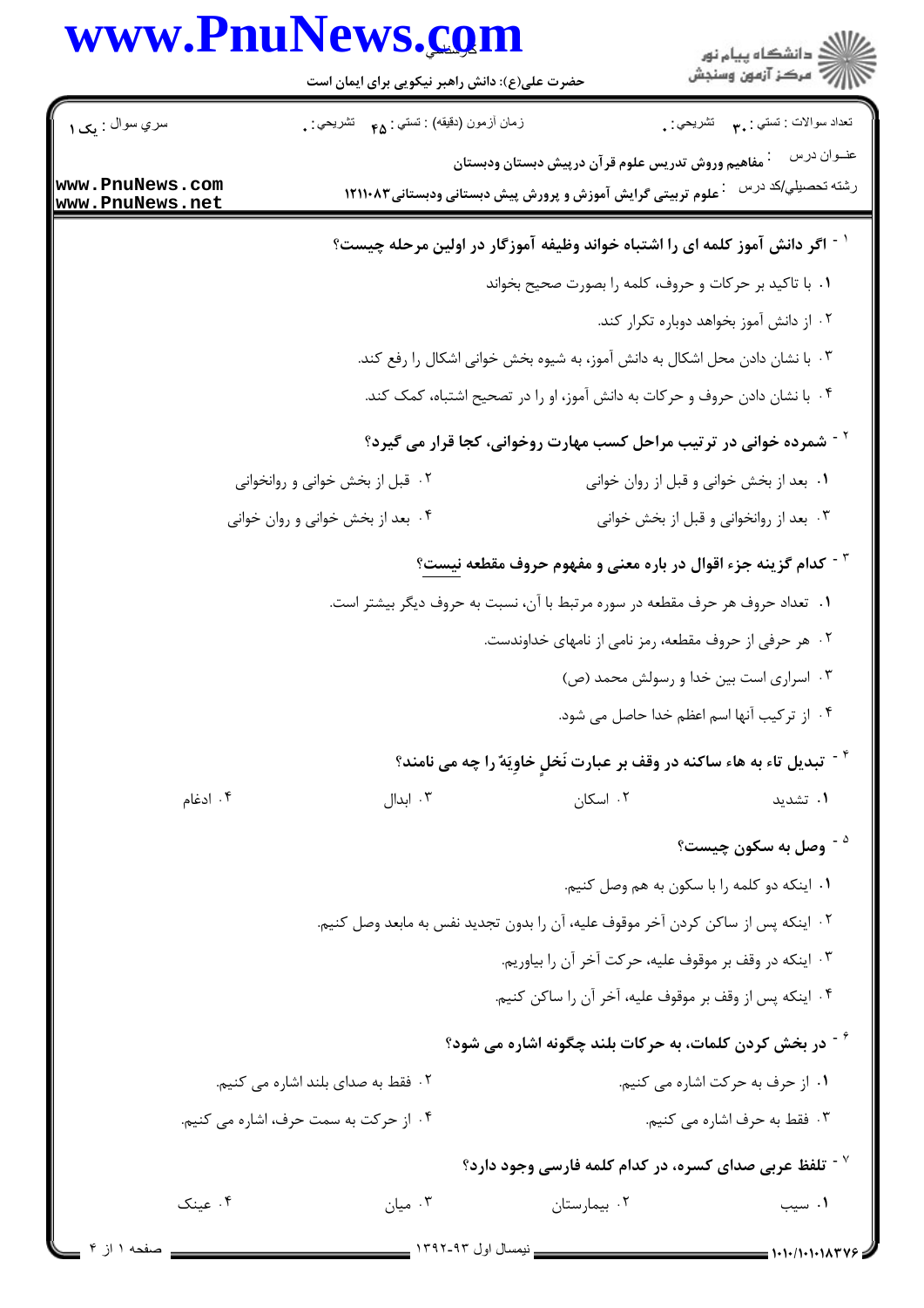حضرت علی(ع): دانش راهبر نیکویی برای ایمان است

سري سوال : یک ۱

زمان آزمون (دقیقه) : تستی : ۴۵ تشریحی : ۰

تعداد سوالات : تستی : ۳۰ تشریحی : ۰

عنـوان درس : مفاهیم وروش تدریس علوم قرآن درپیش دبستان ودبستان

رشته تحصيلي/کد درس : علوم تربیتی گرایش آموزش و پرورش پیش دبستانی ودبستانی۱۲۱۱۰۸۳

۱- اگر دانش آموز کلمه ای را اشتباه خواند وظیفه آموزگار در اولین مرحله چیست؟

۱. با تاکید بر حرکات و حروف، کلمه را بصورت صحیح بخواند

۲. از دانش آموز بخواهد دوباره تکرار کند.

۳. با نشان دادن محل اشکال به دانش آموز، به شیوه بخش خوانی اشکال را رفع کند.

۴. با نشان دادن حروف و حرکات به دانش آموز، او را در تصحیح اشتباه، کمک کند.

۲- شمرده خوانی در ترتیب مراحل کسب مهارت روخوانی، کجا قرار می گیرد؟

۱. بعد از بخش خوانی و قبل از روان خوانی

۲. قبل از بخش خوانی و روانخوانی

۳. بعد از روانخوانی و قبل از بخش خوانی

۴. بعد از بخش خوانی و روان خوانی

۳- کدام گزینه جزء اقوال در باره معنی و مفهوم حروف مقطعه نیست؟

۱. تعداد حروف هر حرف مقطعه در سوره مرتبط با آن، نسبت به حروف دیگر بیشتر است.

۲. هر حرفی از حروف مقطعه، رمز نامی از نامهای خداوندست.

۳. اسراری است بین خدا و رسولش محمد (ص)

۴. از ترکیب آنها اسم اعظم خدا حاصل می شود.

۴- تبدیل تاء به هاء ساکنه در وقف بر عبارت نَخلٍ خاوِیَة را چه می نامند؟

۱. تشدید

۲. اسکان

۳. ابدال

۴. ادغام

۵- وصل به سکون چیست؟

۱. اینکه دو کلمه را با سکون به هم وصل کنیم.

۲. اینکه پس از ساکن کردن آخر موقوف علیه، آن را بدون تجدید نفس به مابعد وصل کنیم.

۳. اینکه در وقف بر موقوف علیه، حرکت آخر آن را بیاوریم.

۴. اینکه پس از وقف بر موقوف علیه، آخر آن را ساکن کنیم.

۶- در بخش کردن کلمات، به حرکات بلند چگونه اشاره می شود؟

۱. از حرف به حرکت اشاره می کنیم.

۲. فقط به صدای بلند اشاره می کنیم.

۳. فقط به حرف اشاره می کنیم.

۴. از حرکت به سمت حرف، اشاره می کنیم.

۷- تلفظ عربی صدای کسره، در کدام کلمه فارسی وجود دارد؟

۱. سیب

۲. بیمارستان

۳. میان

۴. عینک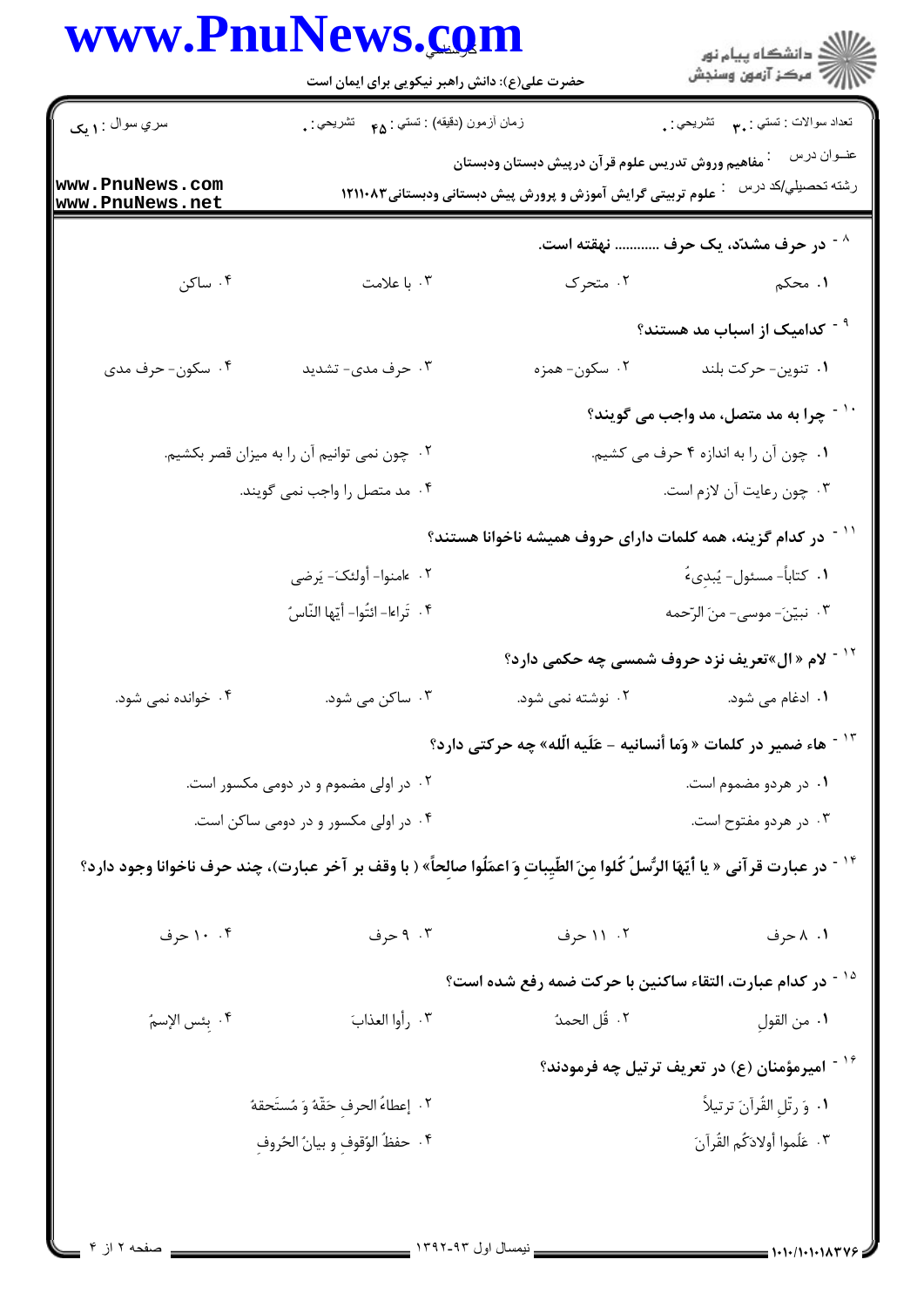**سري سوال : ۱ یک** | زمان آزمون (دقیقه) : تستی : ۴۵ تشریحی : ۰ | تعداد سوالات : تستی : ۳۰ تشریحی : ۰

عنوان درس : مفاهیم وروش تدریس علوم قرآن درپیش دبستان ودبستان

رشته تحصیلی/کد درس : علوم تربیتی گرایش آموزش و پرورش پیش دبستانی ودبستانی ۱۲۱۱۰۸۳

۸ - در حرف مشدّد، یک حرف ........... نهفته است.

۱. محکم
۲. متحرک
۳. با علامت
۴. ساکن

۹ - کدامیک از اسباب مد هستند؟

۱. تنوین- حرکت بلند
۲. سکون- همزه
۳. حرف مدی- تشدید
۴. سکون- حرف مدی

۱۰ - چرا به مد متصل، مد واجب می گویند؟

۱. چون آن را به اندازه ۴ حرف می کشیم.
۲. چون نمی توانیم آن را به میزان قصر بکشیم.
۳. چون رعایت آن لازم است.
۴. مد متصل را واجب نمی گویند.

۱۱ - در کدام گزینه، همه کلمات دارای حروف همیشه ناخوانا هستند؟

۱. کتاباً- مسئول- یُبدِیءُ
۲. ءامنوا- أولئکَ- یَرضی
۳. نبیّن- موسی- منَ الرّحمه
۴. تَراءا- ائتُوا- أیّها النّاسُ

۱۲ - لام «ال»تعریف نزد حروف شمسی چه حکمی دارد؟

۱. ادغام می شود.
۲. نوشته نمی شود.
۳. ساکن می شود.
۴. خوانده نمی شود.

۱۳ - هاء ضمیر در کلمات « وَما أنسانیه - عَلَیه اللّه» چه حرکتی دارد؟

۱. در هردو مضموم است.
۲. در اولی مضموم و در دومی مکسور است.
۳. در هردو مفتوح است.
۴. در اولی مکسور و در دومی ساکن است.

۱۴ - در عبارت قرآنی « یا أیّهَا الرُّسلُ کُلوا مِنَ الطّیِباتِ وَ اعمَلُوا صالِحاً» ( با وقف بر آخر عبارت)، چند حرف ناخوانا وجود دارد؟

۱. ۸ حرف
۲. ۱۱ حرف
۳. ۹ حرف
۴. ۱۰ حرف

۱۵ - در کدام عبارت، التقاء ساکنین با حرکت ضمه رفع شده است؟

۱. من القولِ
۲. قُل الحمدُ
۳. رأوا العذابَ
۴. بِئس الإسمُ

۱۶ - امیرمؤمنان (ع) در تعریف ترتیل چه فرمودند؟

۱. وَ رتّلِ القُرآنَ ترتیلاً
۲. إعطاءُ الحرفِ حَقّهُ وَ مُستَحقهُ
۳. عَلّموا أولادَکُم القُرآنَ
۴. حفظُ الوّقوفِ و بیانُ الحُروفِ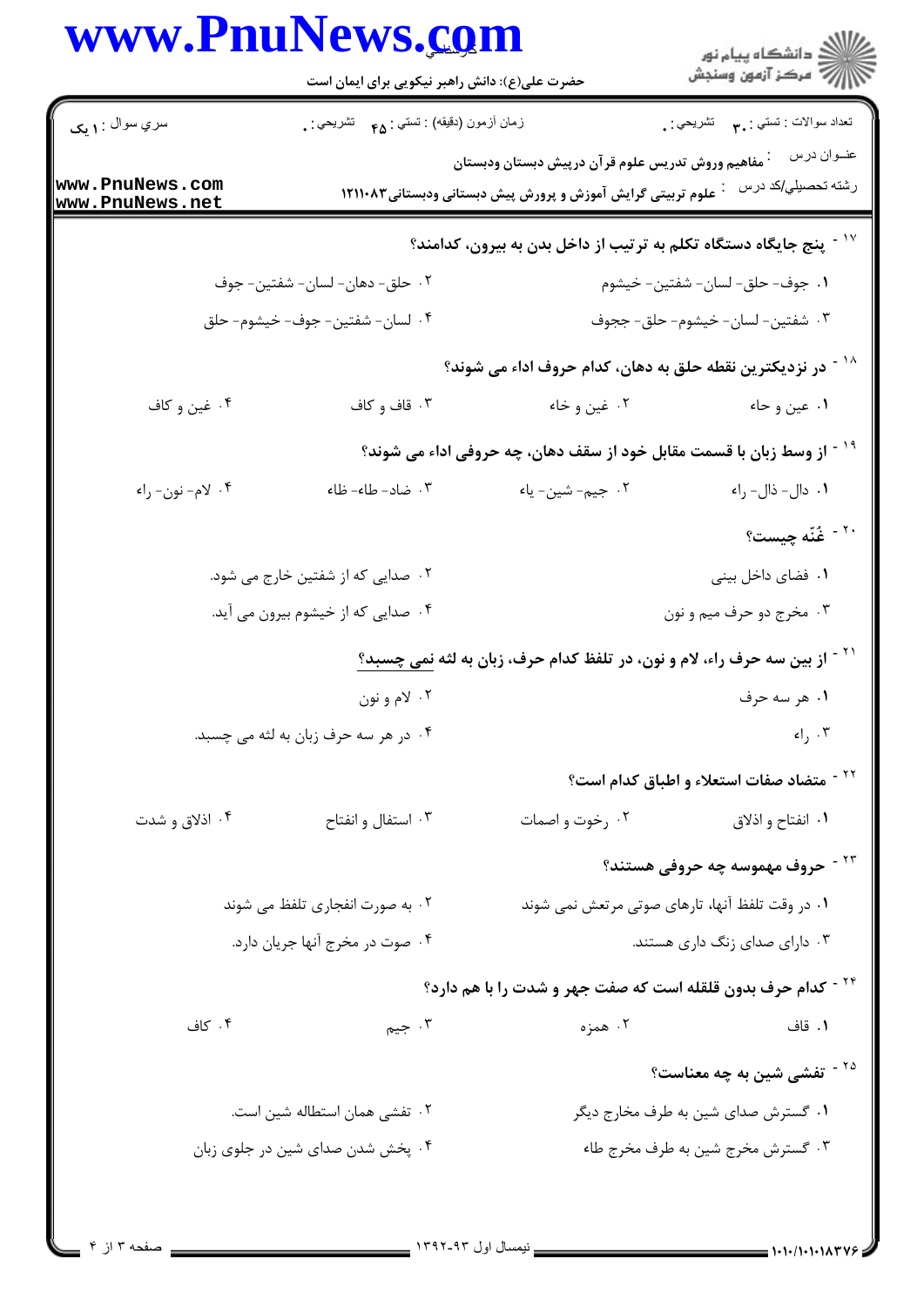**۱۷- پنج جایگاه دستگاه تکلم به ترتیب از داخل بدن به بیرون، کدامند؟**

۱. جوف- حلق- لسان- شفتین- خیشوم

۲. حلق- دهان- لسان- شفتین- جوف

۳. شفتین- لسان- خیشوم- حلق- ججوف

۴. لسان- شفتین- جوف- خیشوم- حلق

**۱۸- در نزدیکترین نقطه حلق به دهان، کدام حروف اداء می شوند؟**

۱. عین و حاء

۲. غین و خاء

۳. قاف و کاف

۴. غین و کاف

**۱۹- از وسط زبان با قسمت مقابل خود از سقف دهان، چه حروفی اداء می شوند؟**

۱. دال- ذال- راء

۲. جیم- شین- یاء

۳. ضاد- طاء- ظاء

۴. لام- نون- راء

**۲۰- غُنّه چیست؟**

۱. فضای داخل بینی

۲. صدایی که از شفتین خارج می شود.

۳. مخرج دو حرف میم و نون

۴. صدایی که از خیشوم بیرون می آید.

**۲۱- از بین سه حرف راء، لام و نون، در تلفظ کدام حرف، زبان به لثه نمی چسبد؟**

۱. هر سه حرف

۲. لام و نون

۳. راء

۴. در هر سه حرف زبان به لثه می چسبد.

**۲۲- متضاد صفات استعلاء و اطباق کدام است؟**

۱. انفتاح و اذلاق

۲. رخوت و اصمات

۳. استفال و انفتاح

۴. اذلاق و شدت

**۲۳- حروف مهموسه چه حروفی هستند؟**

۱. در وقت تلفظ آنها، تارهای صوتی مرتعش نمی شوند

۲. به صورت انفجاری تلفظ می شوند

۳. دارای صدای زنگ داری هستند.

۴. صوت در مخرج آنها جریان دارد.

**۲۴- کدام حرف بدون قلقله است که صفت جهر و شدت را با هم دارد؟**

۱. قاف

۲. همزه

۳. جیم

۴. کاف

**۲۵- تفشی شین به چه معناست؟**

۱. گسترش صدای شین به طرف مخارج دیگر

۲. تفشی همان استطاله شین است.

۳. گسترش مخرج شین به طرف مخرج طاء

۴. پخش شدن صدای شین در جلوی زبان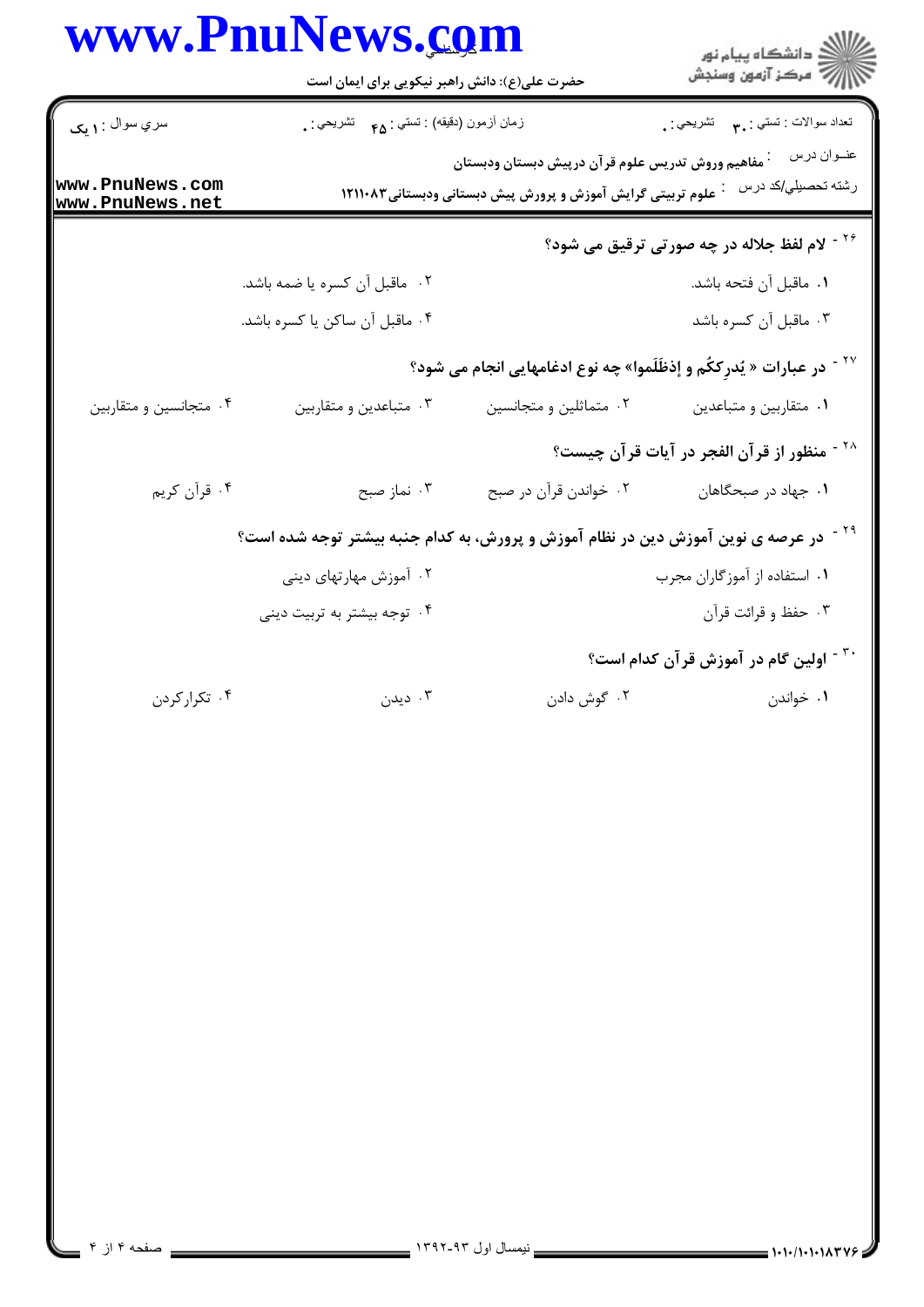۲۶ - **لام لفظ جلاله در چه صورتی ترقیق می شود؟**

۱. ماقبل آن فتحه باشد.
۲. ماقبل آن کسره یا ضمه باشد.
۳. ماقبل آن کسره باشد
۴. ماقبل آن ساکن یا کسره باشد.

۲۷ - **در عبارات « یُدرِککُم و إذظَلَموا» چه نوع ادغامهایی انجام می شود؟**

۱. متقاربین و متباعدین
۲. متماثلین و متجانسین
۳. متباعدین و متقاربین
۴. متجانسین و متقاربین

۲۸ - **منظور از قرآن الفجر در آیات قرآن چیست؟**

۱. جهاد در صبحگاهان
۲. خواندن قرآن در صبح
۳. نماز صبح
۴. قرآن کریم

۲۹ - **در عرصه ی نوین آموزش دین در نظام آموزش و پرورش، به کدام جنبه بیشتر توجه شده است؟**

۱. استفاده از آموزگاران مجرب
۲. آموزش مهارتهای دینی
۳. حفظ و قرائت قرآن
۴. توجه بیشتر به تربیت دینی

۳۰ - **اولین گام در آموزش قرآن کدام است؟**

۱. خواندن
۲. گوش دادن
۳. دیدن
۴. تکرارکردن